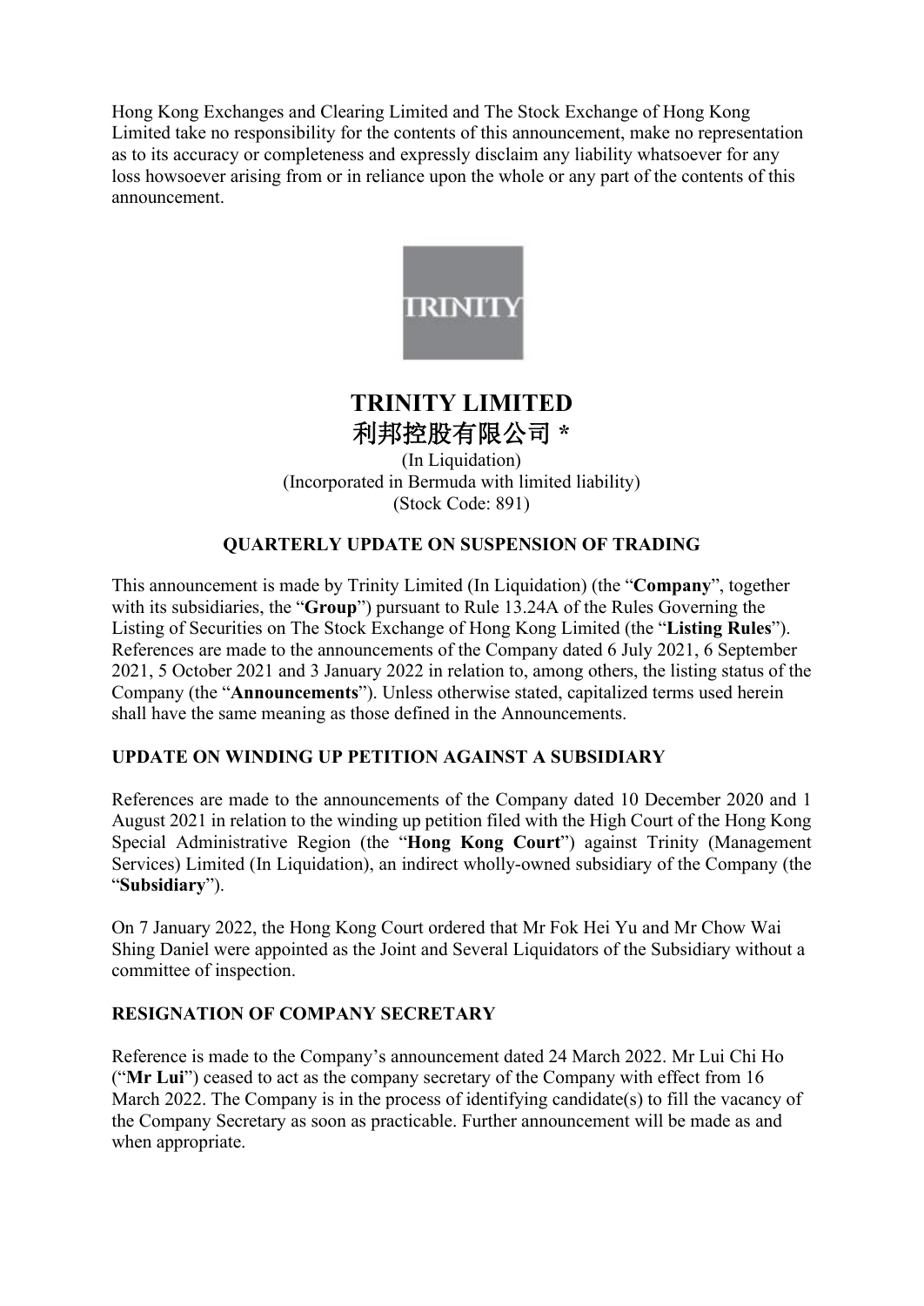Hong Kong Exchanges and Clearing Limited and The Stock Exchange of Hong Kong Limited take no responsibility for the contents of this announcement, make no representation as to its accuracy or completeness and expressly disclaim any liability whatsoever for any loss howsoever arising from or in reliance upon the whole or any part of the contents of this announcement.

# TRINITY LIMITED
# 利邦控股有限公司 *

(In Liquidation)
(Incorporated in Bermuda with limited liability)
(Stock Code: 891)

## QUARTERLY UPDATE ON SUSPENSION OF TRADING

This announcement is made by Trinity Limited (In Liquidation) (the "**Company**", together with its subsidiaries, the "**Group**") pursuant to Rule 13.24A of the Rules Governing the Listing of Securities on The Stock Exchange of Hong Kong Limited (the "**Listing Rules**"). References are made to the announcements of the Company dated 6 July 2021, 6 September 2021, 5 October 2021 and 3 January 2022 in relation to, among others, the listing status of the Company (the "**Announcements**"). Unless otherwise stated, capitalized terms used herein shall have the same meaning as those defined in the Announcements.

## UPDATE ON WINDING UP PETITION AGAINST A SUBSIDIARY

References are made to the announcements of the Company dated 10 December 2020 and 1 August 2021 in relation to the winding up petition filed with the High Court of the Hong Kong Special Administrative Region (the "**Hong Kong Court**") against Trinity (Management Services) Limited (In Liquidation), an indirect wholly-owned subsidiary of the Company (the "**Subsidiary**").

On 7 January 2022, the Hong Kong Court ordered that Mr Fok Hei Yu and Mr Chow Wai Shing Daniel were appointed as the Joint and Several Liquidators of the Subsidiary without a committee of inspection.

## RESIGNATION OF COMPANY SECRETARY

Reference is made to the Company's announcement dated 24 March 2022. Mr Lui Chi Ho ("**Mr Lui**") ceased to act as the company secretary of the Company with effect from 16 March 2022. The Company is in the process of identifying candidate(s) to fill the vacancy of the Company Secretary as soon as practicable. Further announcement will be made as and when appropriate.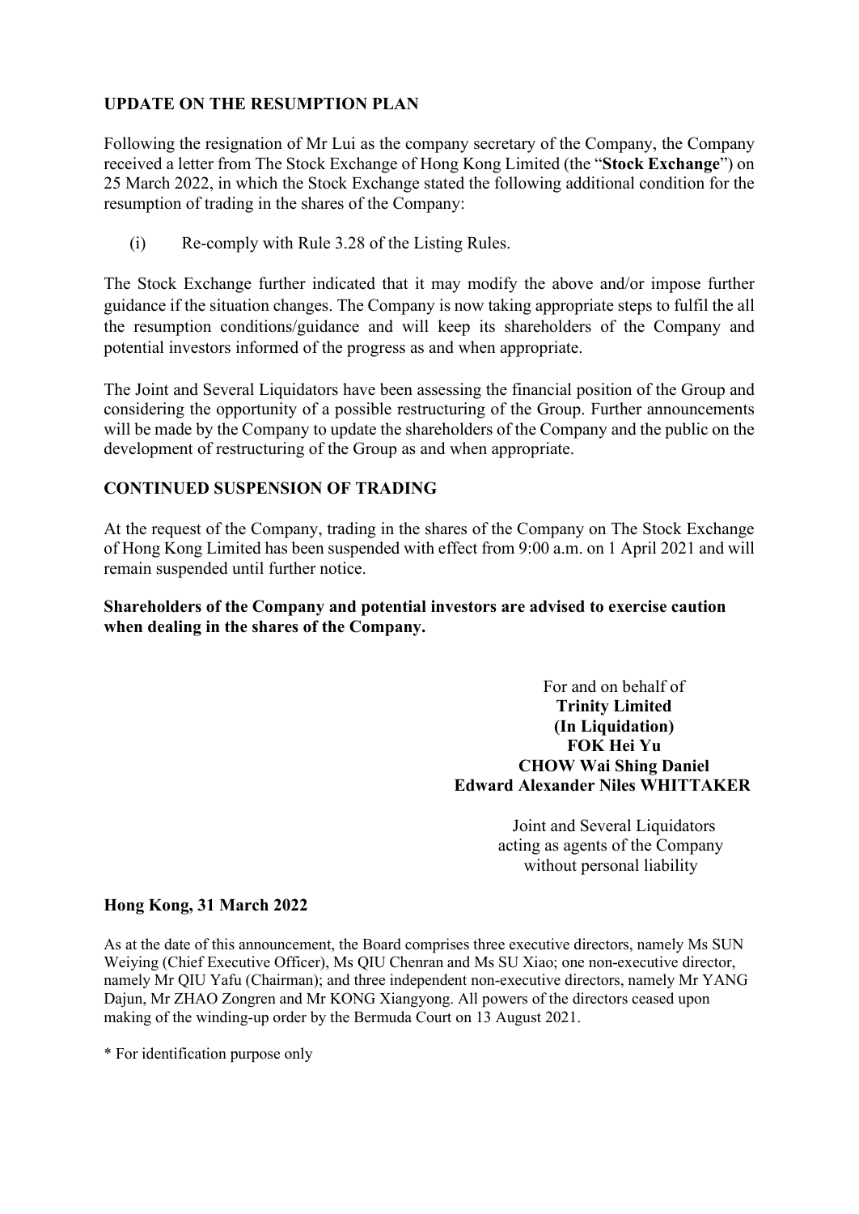## UPDATE ON THE RESUMPTION PLAN

Following the resignation of Mr Lui as the company secretary of the Company, the Company received a letter from The Stock Exchange of Hong Kong Limited (the "**Stock Exchange**") on 25 March 2022, in which the Stock Exchange stated the following additional condition for the resumption of trading in the shares of the Company:

(i) Re-comply with Rule 3.28 of the Listing Rules.

The Stock Exchange further indicated that it may modify the above and/or impose further guidance if the situation changes. The Company is now taking appropriate steps to fulfil the all the resumption conditions/guidance and will keep its shareholders of the Company and potential investors informed of the progress as and when appropriate.

The Joint and Several Liquidators have been assessing the financial position of the Group and considering the opportunity of a possible restructuring of the Group. Further announcements will be made by the Company to update the shareholders of the Company and the public on the development of restructuring of the Group as and when appropriate.

## CONTINUED SUSPENSION OF TRADING

At the request of the Company, trading in the shares of the Company on The Stock Exchange of Hong Kong Limited has been suspended with effect from 9:00 a.m. on 1 April 2021 and will remain suspended until further notice.

**Shareholders of the Company and potential investors are advised to exercise caution when dealing in the shares of the Company.**

For and on behalf of
**Trinity Limited**
**(In Liquidation)**
**FOK Hei Yu**
**CHOW Wai Shing Daniel**
**Edward Alexander Niles WHITTAKER**

Joint and Several Liquidators
acting as agents of the Company
without personal liability

**Hong Kong, 31 March 2022**

As at the date of this announcement, the Board comprises three executive directors, namely Ms SUN Weiying (Chief Executive Officer), Ms QIU Chenran and Ms SU Xiao; one non-executive director, namely Mr QIU Yafu (Chairman); and three independent non-executive directors, namely Mr YANG Dajun, Mr ZHAO Zongren and Mr KONG Xiangyong. All powers of the directors ceased upon making of the winding-up order by the Bermuda Court on 13 August 2021.

* For identification purpose only